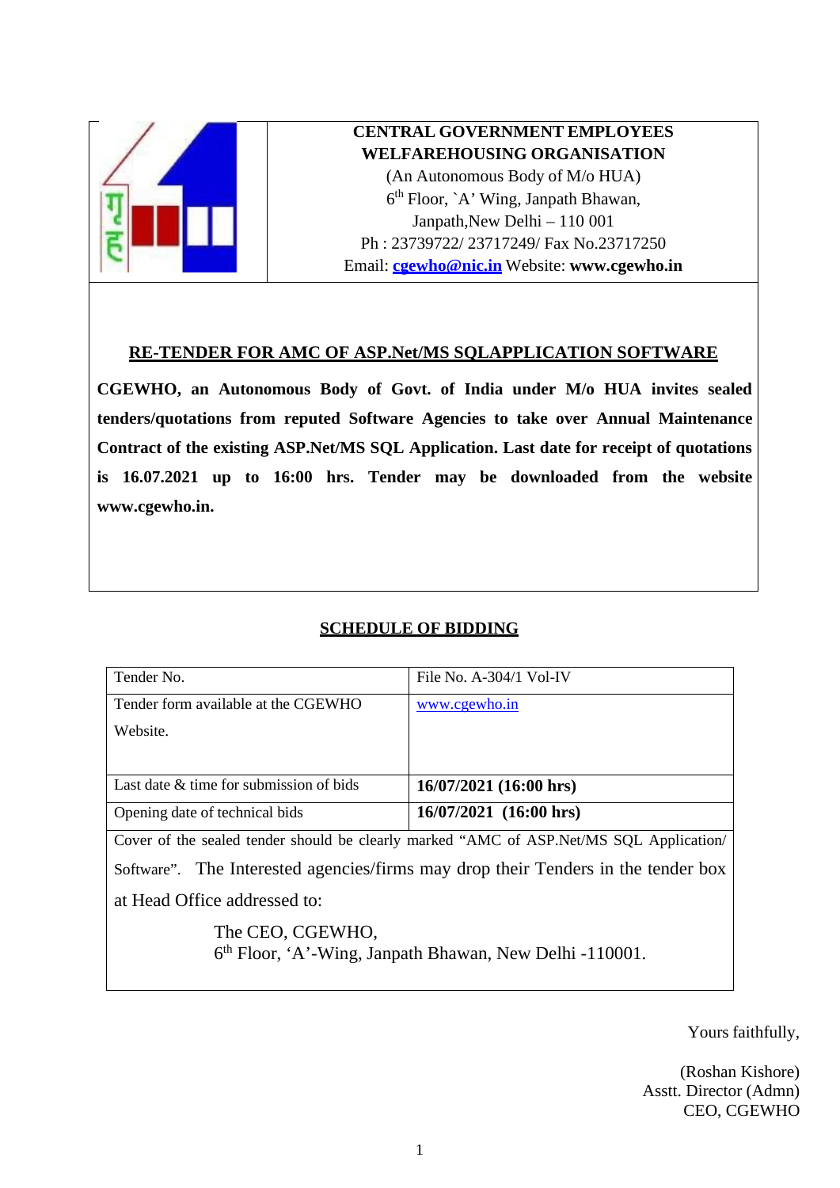**CENTRAL GOVERNMENT EMPLOYEES WELFAREHOUSING ORGANISATION**

(An Autonomous Body of M/o HUA)
6th Floor, `A' Wing, Janpath Bhawan,
Janpath,New Delhi – 110 001
Ph : 23739722/ 23717249/ Fax No.23717250
Email: cgewho@nic.in Website: **www.cgewho.in**

## RE-TENDER FOR AMC OF ASP.Net/MS SQLAPPLICATION SOFTWARE

**CGEWHO, an Autonomous Body of Govt. of India under M/o HUA invites sealed tenders/quotations from reputed Software Agencies to take over Annual Maintenance Contract of the existing ASP.Net/MS SQL Application. Last date for receipt of quotations is 16.07.2021 up to 16:00 hrs. Tender may be downloaded from the website www.cgewho.in.**

## SCHEDULE OF BIDDING

| Tender No. | File No. A-304/1 Vol-IV |
|---|---|
| Tender form available at the CGEWHO Website. | www.cgewho.in |
| Last date & time for submission of bids | **16/07/2021 (16:00 hrs)** |
| Opening date of technical bids | **16/07/2021 (16:00 hrs)** |

Cover of the sealed tender should be clearly marked "AMC of ASP.Net/MS SQL Application/ Software". The Interested agencies/firms may drop their Tenders in the tender box at Head Office addressed to:

The CEO, CGEWHO,
6th Floor, 'A'-Wing, Janpath Bhawan, New Delhi -110001.

Yours faithfully,

(Roshan Kishore)
Asstt. Director (Admn)
CEO, CGEWHO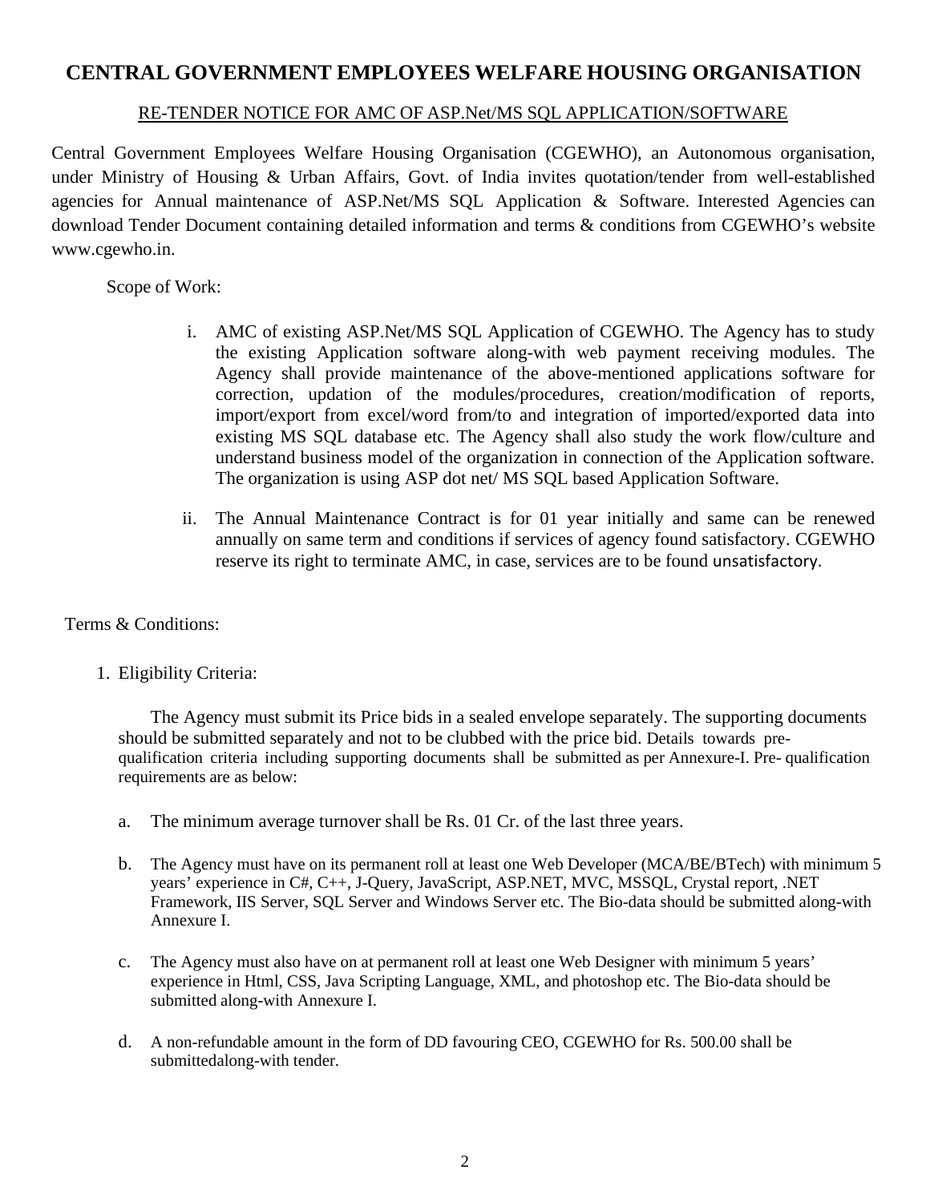# CENTRAL GOVERNMENT EMPLOYEES WELFARE HOUSING ORGANISATION

## RE-TENDER NOTICE FOR AMC OF ASP.Net/MS SQL APPLICATION/SOFTWARE

Central Government Employees Welfare Housing Organisation (CGEWHO), an Autonomous organisation, under Ministry of Housing & Urban Affairs, Govt. of India invites quotation/tender from well-established agencies for Annual maintenance of ASP.Net/MS SQL Application & Software. Interested Agencies can download Tender Document containing detailed information and terms & conditions from CGEWHO's website www.cgewho.in.

Scope of Work:

i. AMC of existing ASP.Net/MS SQL Application of CGEWHO. The Agency has to study the existing Application software along-with web payment receiving modules. The Agency shall provide maintenance of the above-mentioned applications software for correction, updation of the modules/procedures, creation/modification of reports, import/export from excel/word from/to and integration of imported/exported data into existing MS SQL database etc. The Agency shall also study the work flow/culture and understand business model of the organization in connection of the Application software. The organization is using ASP dot net/ MS SQL based Application Software.

ii. The Annual Maintenance Contract is for 01 year initially and same can be renewed annually on same term and conditions if services of agency found satisfactory. CGEWHO reserve its right to terminate AMC, in case, services are to be found unsatisfactory.

Terms & Conditions:

1. Eligibility Criteria:

   The Agency must submit its Price bids in a sealed envelope separately. The supporting documents should be submitted separately and not to be clubbed with the price bid. Details towards pre-qualification criteria including supporting documents shall be submitted as per Annexure-I. Pre- qualification requirements are as below:

   a. The minimum average turnover shall be Rs. 01 Cr. of the last three years.

   b. The Agency must have on its permanent roll at least one Web Developer (MCA/BE/BTech) with minimum 5 years' experience in C#, C++, J-Query, JavaScript, ASP.NET, MVC, MSSQL, Crystal report, .NET Framework, IIS Server, SQL Server and Windows Server etc. The Bio-data should be submitted along-with Annexure I.

   c. The Agency must also have on at permanent roll at least one Web Designer with minimum 5 years' experience in Html, CSS, Java Scripting Language, XML, and photoshop etc. The Bio-data should be submitted along-with Annexure I.

   d. A non-refundable amount in the form of DD favouring CEO, CGEWHO for Rs. 500.00 shall be submittedalong-with tender.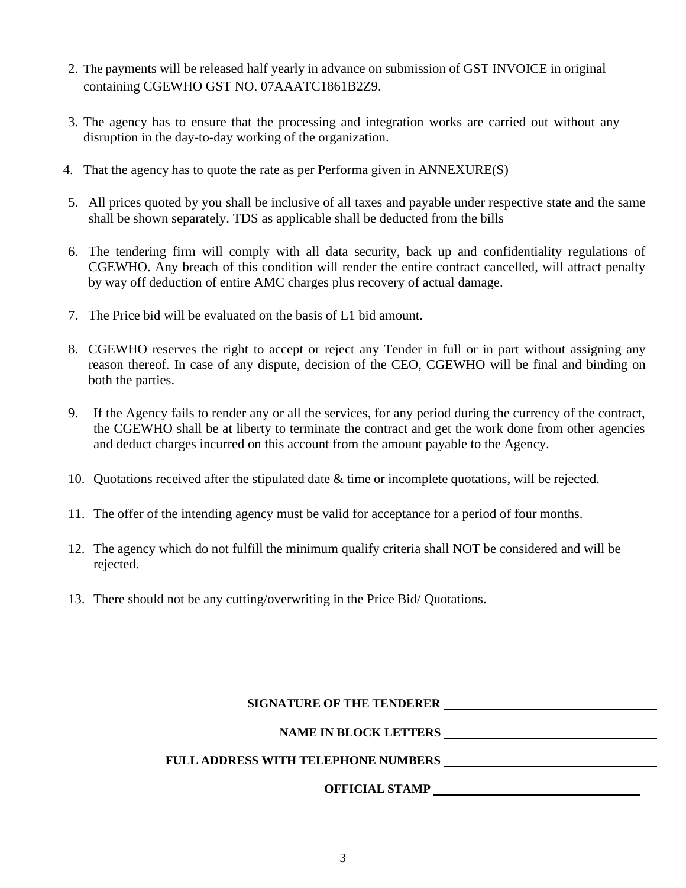2. The payments will be released half yearly in advance on submission of GST INVOICE in original containing CGEWHO GST NO. 07AAATC1861B2Z9.

3. The agency has to ensure that the processing and integration works are carried out without any disruption in the day-to-day working of the organization.

4. That the agency has to quote the rate as per Performa given in ANNEXURE(S)

5. All prices quoted by you shall be inclusive of all taxes and payable under respective state and the same shall be shown separately. TDS as applicable shall be deducted from the bills

6. The tendering firm will comply with all data security, back up and confidentiality regulations of CGEWHO. Any breach of this condition will render the entire contract cancelled, will attract penalty by way off deduction of entire AMC charges plus recovery of actual damage.

7. The Price bid will be evaluated on the basis of L1 bid amount.

8. CGEWHO reserves the right to accept or reject any Tender in full or in part without assigning any reason thereof. In case of any dispute, decision of the CEO, CGEWHO will be final and binding on both the parties.

9. If the Agency fails to render any or all the services, for any period during the currency of the contract, the CGEWHO shall be at liberty to terminate the contract and get the work done from other agencies and deduct charges incurred on this account from the amount payable to the Agency.

10. Quotations received after the stipulated date & time or incomplete quotations, will be rejected.

11. The offer of the intending agency must be valid for acceptance for a period of four months.

12. The agency which do not fulfill the minimum qualify criteria shall NOT be considered and will be rejected.

13. There should not be any cutting/overwriting in the Price Bid/ Quotations.

**SIGNATURE OF THE TENDERER** ____________________

**NAME IN BLOCK LETTERS** ____________________

**FULL ADDRESS WITH TELEPHONE NUMBERS** ____________________

**OFFICIAL STAMP** ____________________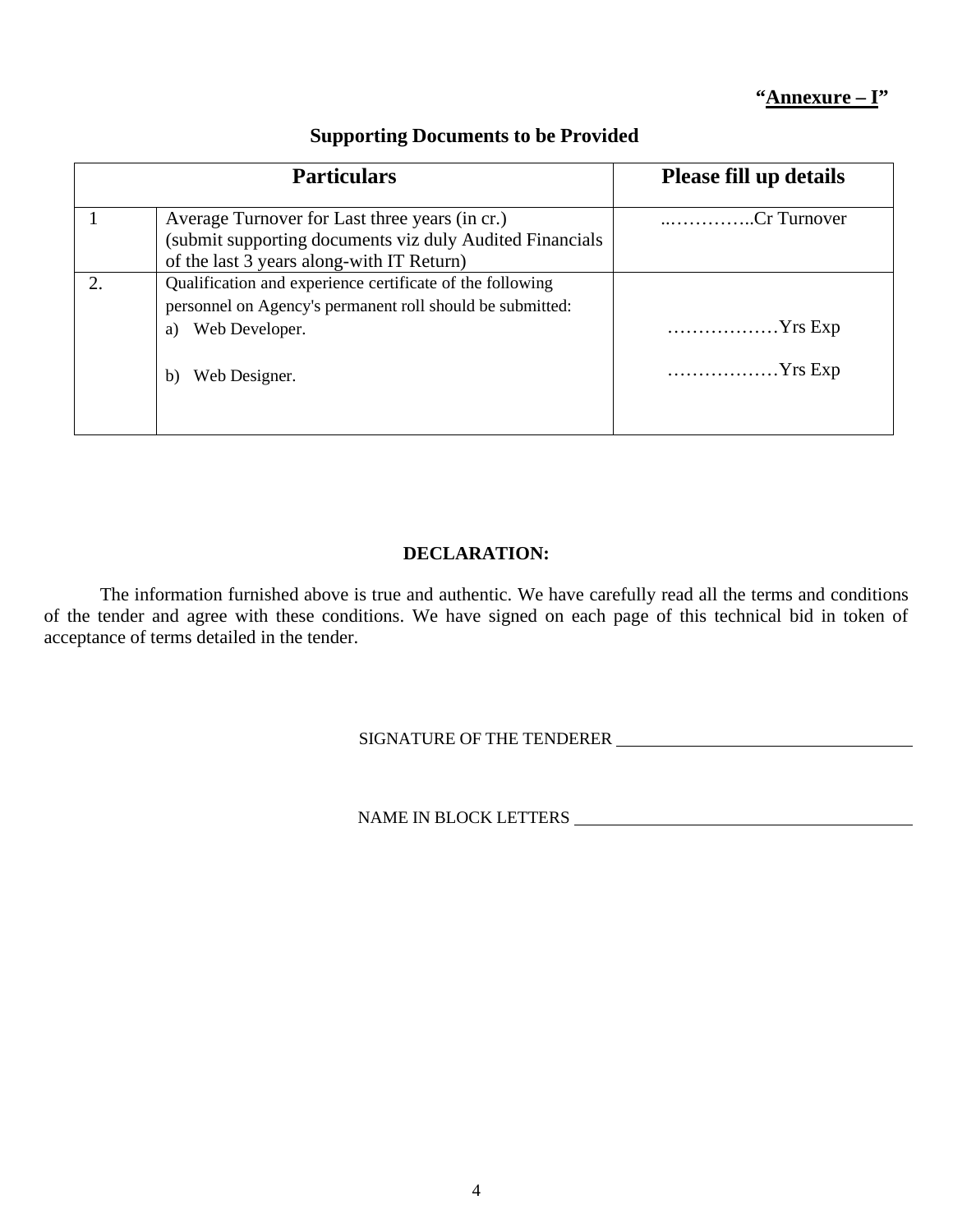**"Annexure – I"**

## Supporting Documents to be Provided

| Particulars | | Please fill up details |
|---|---|---|
| 1 | Average Turnover for Last three years (in cr.) (submit supporting documents viz duly Audited Financials of the last 3 years along-with IT Return) | ..…………..Cr Turnover |
| 2. | Qualification and experience certificate of the following personnel on Agency's permanent roll should be submitted:<br>a) Web Developer.<br>b) Web Designer. | <br><br>………………Yrs Exp<br>………………Yrs Exp |

**DECLARATION:**

The information furnished above is true and authentic. We have carefully read all the terms and conditions of the tender and agree with these conditions. We have signed on each page of this technical bid in token of acceptance of terms detailed in the tender.

SIGNATURE OF THE TENDERER ____________________________

NAME IN BLOCK LETTERS ________________________________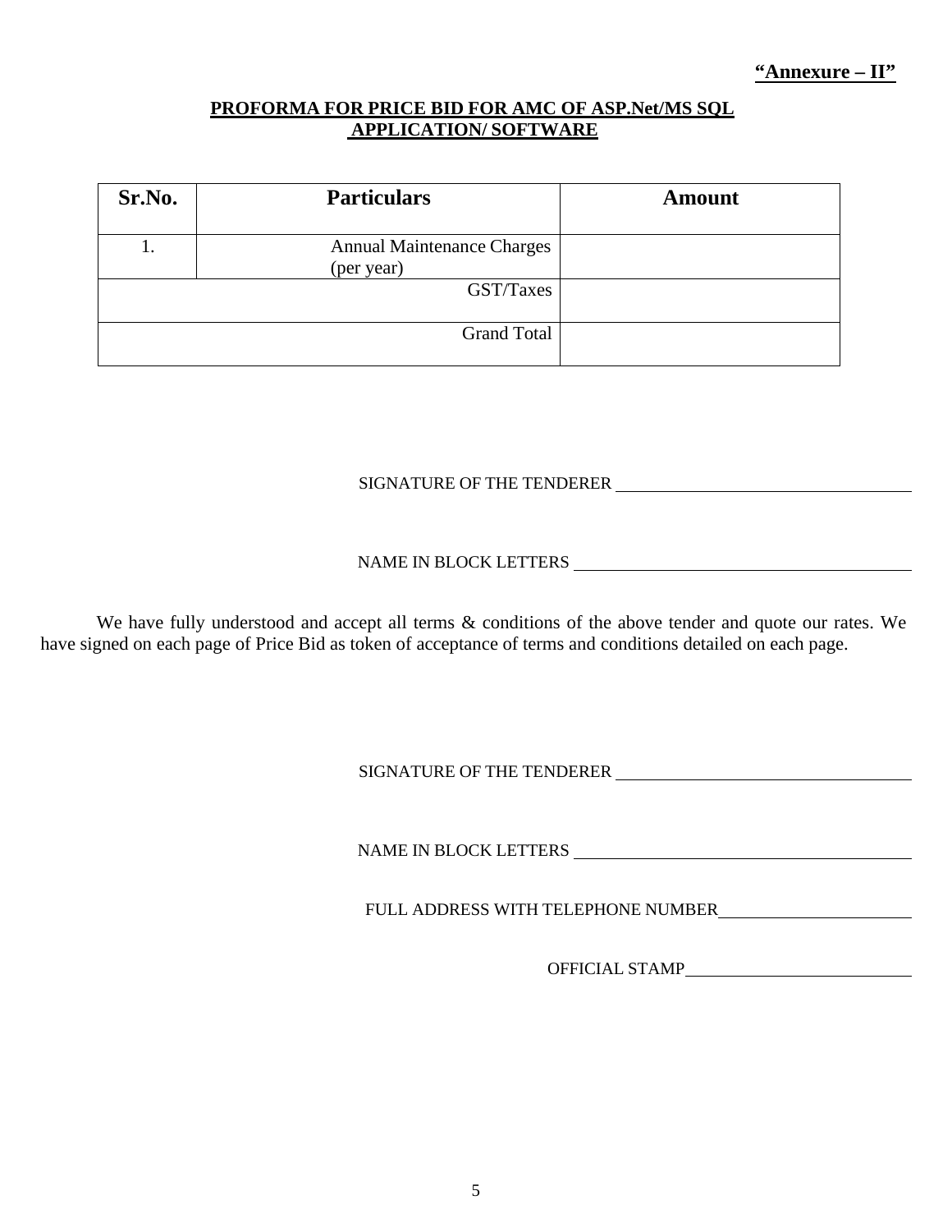**"Annexure – II"**

## PROFORMA FOR PRICE BID FOR AMC OF ASP.Net/MS SQL APPLICATION/ SOFTWARE

| Sr.No. | Particulars | Amount |
|---|---|---|
| 1. | Annual Maintenance Charges (per year) | |
| | GST/Taxes | |
| | Grand Total | |

SIGNATURE OF THE TENDERER ____________________

NAME IN BLOCK LETTERS ____________________

We have fully understood and accept all terms & conditions of the above tender and quote our rates. We have signed on each page of Price Bid as token of acceptance of terms and conditions detailed on each page.

SIGNATURE OF THE TENDERER ____________________

NAME IN BLOCK LETTERS ____________________

FULL ADDRESS WITH TELEPHONE NUMBER____________________

OFFICIAL STAMP____________________